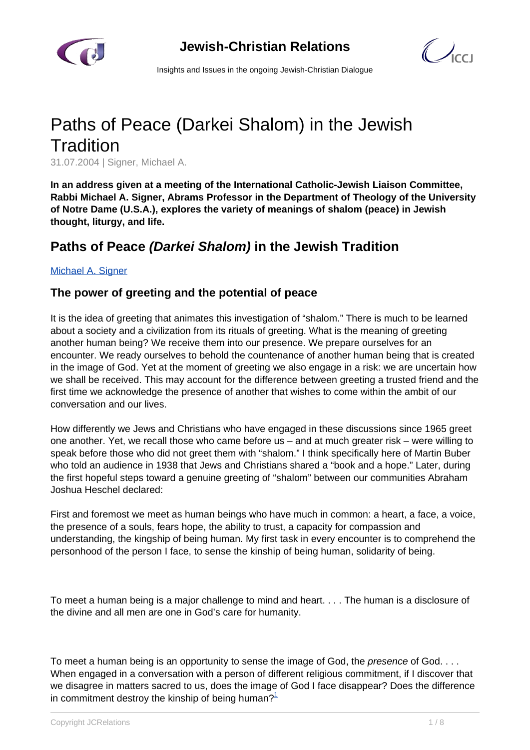# Paths of Peace (Darkei Shalom) in the Jewish Tradition

31.07.2004 | Signer, Michael A.

**In an address given at a meeting of the International Catholic-Jewish Liaison Committee, Rabbi Michael A. Signer, Abrams Professor in the Department of Theology of the University of Notre Dame (U.S.A.), explores the variety of meanings of shalom (peace) in Jewish thought, liturgy, and life.**

## Paths of Peace *(Darkei Shalom)* in the Jewish Tradition

Michael A. Signer

### The power of greeting and the potential of peace

It is the idea of greeting that animates this investigation of "shalom." There is much to be learned about a society and a civilization from its rituals of greeting. What is the meaning of greeting another human being? We receive them into our presence. We prepare ourselves for an encounter. We ready ourselves to behold the countenance of another human being that is created in the image of God. Yet at the moment of greeting we also engage in a risk: we are uncertain how we shall be received. This may account for the difference between greeting a trusted friend and the first time we acknowledge the presence of another that wishes to come within the ambit of our conversation and our lives.

How differently we Jews and Christians who have engaged in these discussions since 1965 greet one another. Yet, we recall those who came before us – and at much greater risk – were willing to speak before those who did not greet them with "shalom." I think specifically here of Martin Buber who told an audience in 1938 that Jews and Christians shared a "book and a hope." Later, during the first hopeful steps toward a genuine greeting of "shalom" between our communities Abraham Joshua Heschel declared:

First and foremost we meet as human beings who have much in common: a heart, a face, a voice, the presence of a souls, fears hope, the ability to trust, a capacity for compassion and understanding, the kingship of being human. My first task in every encounter is to comprehend the personhood of the person I face, to sense the kinship of being human, solidarity of being.

To meet a human being is a major challenge to mind and heart. . . . The human is a disclosure of the divine and all men are one in God's care for humanity.

To meet a human being is an opportunity to sense the image of God, the *presence* of God. . . . When engaged in a conversation with a person of different religious commitment, if I discover that we disagree in matters sacred to us, does the image of God I face disappear? Does the difference in commitment destroy the kinship of being human?[1]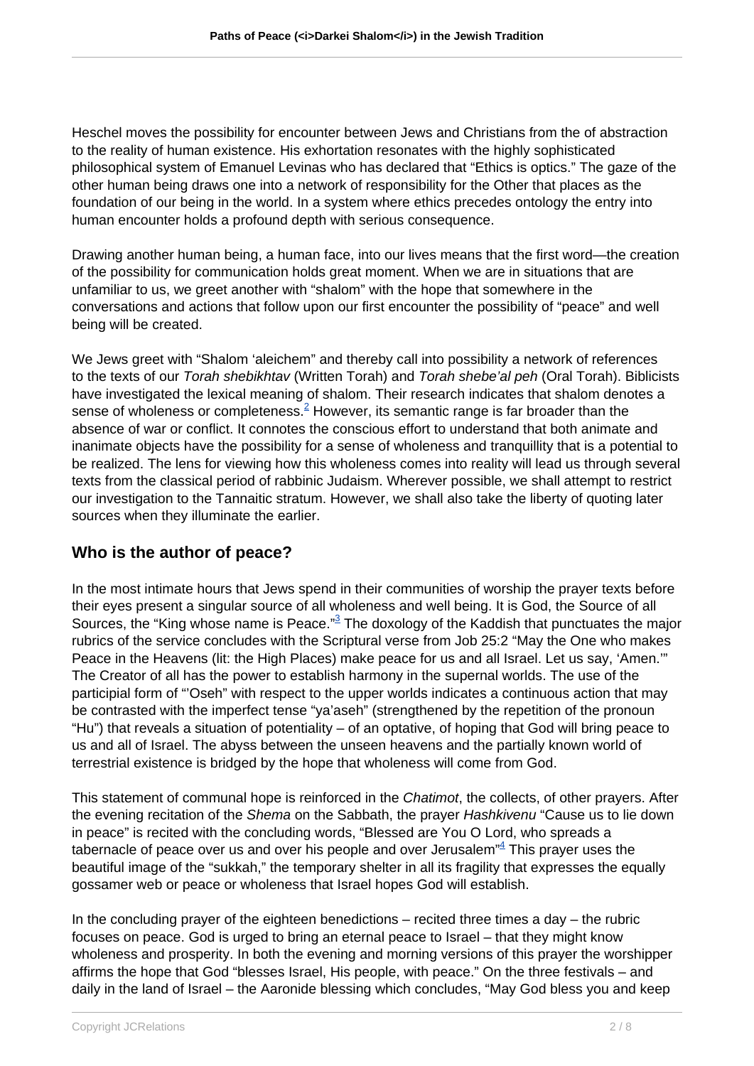Heschel moves the possibility for encounter between Jews and Christians from the of abstraction to the reality of human existence. His exhortation resonates with the highly sophisticated philosophical system of Emanuel Levinas who has declared that "Ethics is optics." The gaze of the other human being draws one into a network of responsibility for the Other that places as the foundation of our being in the world. In a system where ethics precedes ontology the entry into human encounter holds a profound depth with serious consequence.

Drawing another human being, a human face, into our lives means that the first word—the creation of the possibility for communication holds great moment. When we are in situations that are unfamiliar to us, we greet another with "shalom" with the hope that somewhere in the conversations and actions that follow upon our first encounter the possibility of "peace" and well being will be created.

We Jews greet with "Shalom 'aleichem" and thereby call into possibility a network of references to the texts of our *Torah shebikhtav* (Written Torah) and *Torah shebe'al peh* (Oral Torah). Biblicists have investigated the lexical meaning of shalom. Their research indicates that shalom denotes a sense of wholeness or completeness.[2] However, its semantic range is far broader than the absence of war or conflict. It connotes the conscious effort to understand that both animate and inanimate objects have the possibility for a sense of wholeness and tranquillity that is a potential to be realized. The lens for viewing how this wholeness comes into reality will lead us through several texts from the classical period of rabbinic Judaism. Wherever possible, we shall attempt to restrict our investigation to the Tannaitic stratum. However, we shall also take the liberty of quoting later sources when they illuminate the earlier.

## Who is the author of peace?

In the most intimate hours that Jews spend in their communities of worship the prayer texts before their eyes present a singular source of all wholeness and well being. It is God, the Source of all Sources, the "King whose name is Peace."[3] The doxology of the Kaddish that punctuates the major rubrics of the service concludes with the Scriptural verse from Job 25:2 "May the One who makes Peace in the Heavens (lit: the High Places) make peace for us and all Israel. Let us say, 'Amen.'" The Creator of all has the power to establish harmony in the supernal worlds. The use of the participial form of "'Oseh" with respect to the upper worlds indicates a continuous action that may be contrasted with the imperfect tense "ya'aseh" (strengthened by the repetition of the pronoun "Hu") that reveals a situation of potentiality – of an optative, of hoping that God will bring peace to us and all of Israel. The abyss between the unseen heavens and the partially known world of terrestrial existence is bridged by the hope that wholeness will come from God.

This statement of communal hope is reinforced in the *Chatimot*, the collects, of other prayers. After the evening recitation of the *Shema* on the Sabbath, the prayer *Hashkivenu* "Cause us to lie down in peace" is recited with the concluding words, "Blessed are You O Lord, who spreads a tabernacle of peace over us and over his people and over Jerusalem"[4] This prayer uses the beautiful image of the "sukkah," the temporary shelter in all its fragility that expresses the equally gossamer web or peace or wholeness that Israel hopes God will establish.

In the concluding prayer of the eighteen benedictions – recited three times a day – the rubric focuses on peace. God is urged to bring an eternal peace to Israel – that they might know wholeness and prosperity. In both the evening and morning versions of this prayer the worshipper affirms the hope that God "blesses Israel, His people, with peace." On the three festivals – and daily in the land of Israel – the Aaronide blessing which concludes, "May God bless you and keep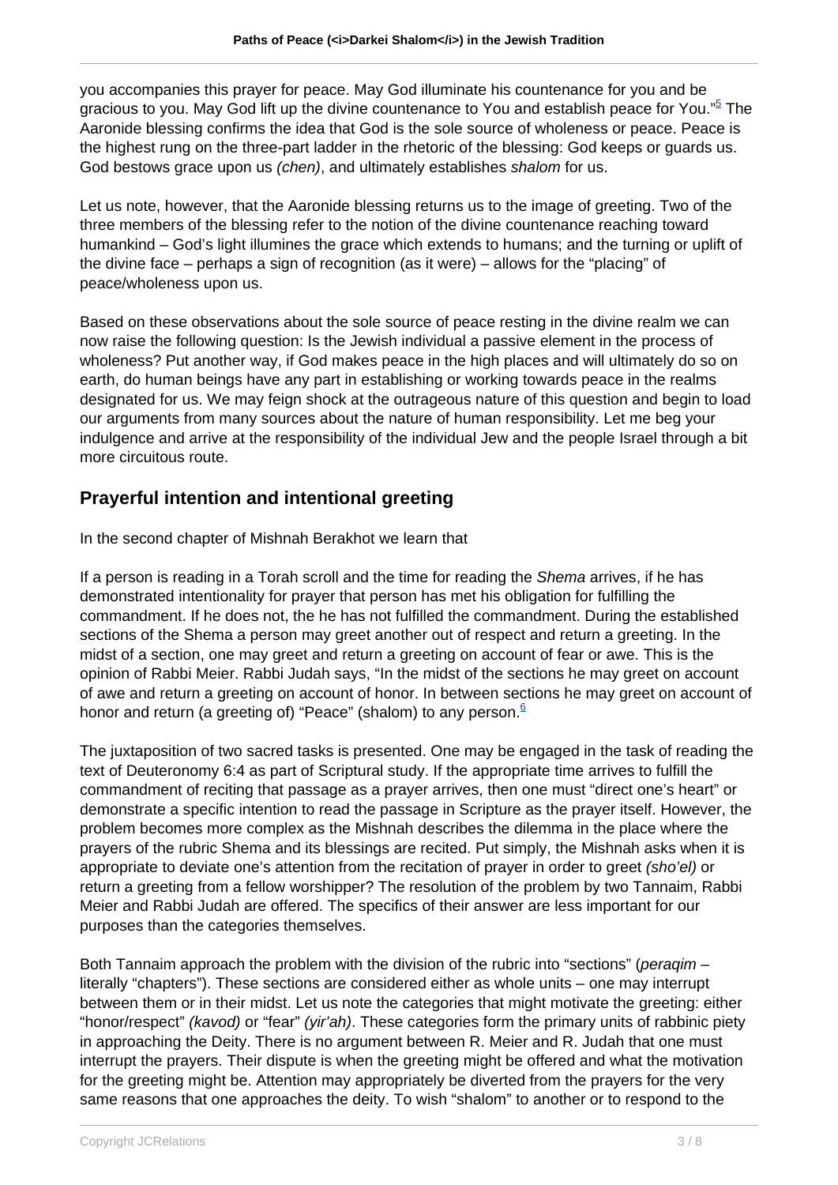you accompanies this prayer for peace. May God illuminate his countenance for you and be gracious to you. May God lift up the divine countenance to You and establish peace for You."[5] The Aaronide blessing confirms the idea that God is the sole source of wholeness or peace. Peace is the highest rung on the three-part ladder in the rhetoric of the blessing: God keeps or guards us. God bestows grace upon us *(chen)*, and ultimately establishes *shalom* for us.

Let us note, however, that the Aaronide blessing returns us to the image of greeting. Two of the three members of the blessing refer to the notion of the divine countenance reaching toward humankind – God's light illumines the grace which extends to humans; and the turning or uplift of the divine face – perhaps a sign of recognition (as it were) – allows for the "placing" of peace/wholeness upon us.

Based on these observations about the sole source of peace resting in the divine realm we can now raise the following question: Is the Jewish individual a passive element in the process of wholeness? Put another way, if God makes peace in the high places and will ultimately do so on earth, do human beings have any part in establishing or working towards peace in the realms designated for us. We may feign shock at the outrageous nature of this question and begin to load our arguments from many sources about the nature of human responsibility. Let me beg your indulgence and arrive at the responsibility of the individual Jew and the people Israel through a bit more circuitous route.

## Prayerful intention and intentional greeting

In the second chapter of Mishnah Berakhot we learn that

If a person is reading in a Torah scroll and the time for reading the *Shema* arrives, if he has demonstrated intentionality for prayer that person has met his obligation for fulfilling the commandment. If he does not, the he has not fulfilled the commandment. During the established sections of the Shema a person may greet another out of respect and return a greeting. In the midst of a section, one may greet and return a greeting on account of fear or awe. This is the opinion of Rabbi Meier. Rabbi Judah says, "In the midst of the sections he may greet on account of awe and return a greeting on account of honor. In between sections he may greet on account of honor and return (a greeting of) "Peace" (shalom) to any person.[6]

The juxtaposition of two sacred tasks is presented. One may be engaged in the task of reading the text of Deuteronomy 6:4 as part of Scriptural study. If the appropriate time arrives to fulfill the commandment of reciting that passage as a prayer arrives, then one must "direct one's heart" or demonstrate a specific intention to read the passage in Scripture as the prayer itself. However, the problem becomes more complex as the Mishnah describes the dilemma in the place where the prayers of the rubric Shema and its blessings are recited. Put simply, the Mishnah asks when it is appropriate to deviate one's attention from the recitation of prayer in order to greet *(sho'el)* or return a greeting from a fellow worshipper? The resolution of the problem by two Tannaim, Rabbi Meier and Rabbi Judah are offered. The specifics of their answer are less important for our purposes than the categories themselves.

Both Tannaim approach the problem with the division of the rubric into "sections" (*peraqim* – literally "chapters"). These sections are considered either as whole units – one may interrupt between them or in their midst. Let us note the categories that might motivate the greeting: either "honor/respect" *(kavod)* or "fear" *(yir'ah)*. These categories form the primary units of rabbinic piety in approaching the Deity. There is no argument between R. Meier and R. Judah that one must interrupt the prayers. Their dispute is when the greeting might be offered and what the motivation for the greeting might be. Attention may appropriately be diverted from the prayers for the very same reasons that one approaches the deity. To wish "shalom" to another or to respond to the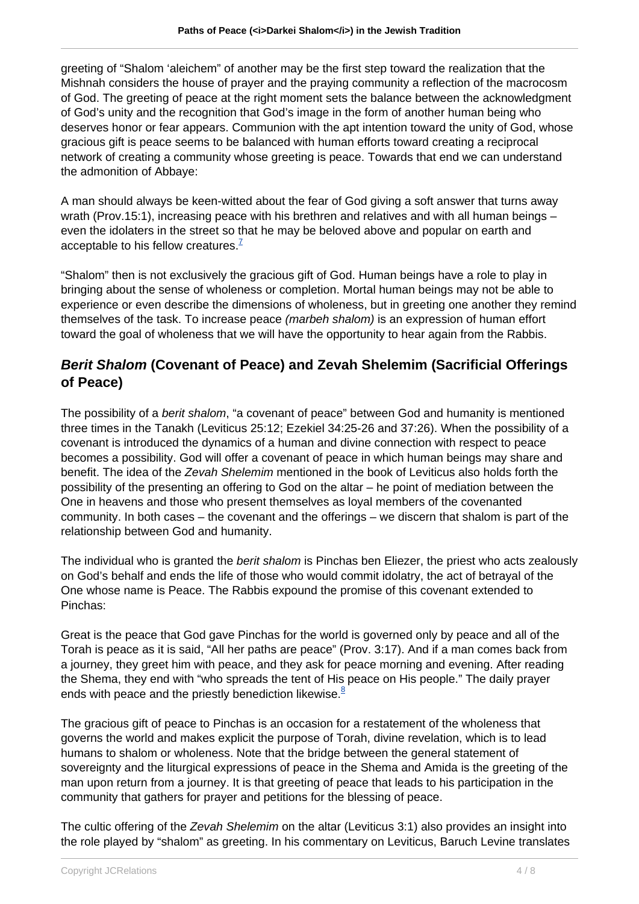greeting of "Shalom 'aleichem" of another may be the first step toward the realization that the Mishnah considers the house of prayer and the praying community a reflection of the macrocosm of God. The greeting of peace at the right moment sets the balance between the acknowledgment of God's unity and the recognition that God's image in the form of another human being who deserves honor or fear appears. Communion with the apt intention toward the unity of God, whose gracious gift is peace seems to be balanced with human efforts toward creating a reciprocal network of creating a community whose greeting is peace. Towards that end we can understand the admonition of Abbaye:

A man should always be keen-witted about the fear of God giving a soft answer that turns away wrath (Prov.15:1), increasing peace with his brethren and relatives and with all human beings – even the idolaters in the street so that he may be beloved above and popular on earth and acceptable to his fellow creatures.[7]

"Shalom" then is not exclusively the gracious gift of God. Human beings have a role to play in bringing about the sense of wholeness or completion. Mortal human beings may not be able to experience or even describe the dimensions of wholeness, but in greeting one another they remind themselves of the task. To increase peace *(marbeh shalom)* is an expression of human effort toward the goal of wholeness that we will have the opportunity to hear again from the Rabbis.

## ***Berit Shalom*** **(Covenant of Peace) and Zevah Shelemim (Sacrificial Offerings of Peace)**

The possibility of a *berit shalom*, "a covenant of peace" between God and humanity is mentioned three times in the Tanakh (Leviticus 25:12; Ezekiel 34:25-26 and 37:26). When the possibility of a covenant is introduced the dynamics of a human and divine connection with respect to peace becomes a possibility. God will offer a covenant of peace in which human beings may share and benefit. The idea of the *Zevah Shelemim* mentioned in the book of Leviticus also holds forth the possibility of the presenting an offering to God on the altar – he point of mediation between the One in heavens and those who present themselves as loyal members of the covenanted community. In both cases – the covenant and the offerings – we discern that shalom is part of the relationship between God and humanity.

The individual who is granted the *berit shalom* is Pinchas ben Eliezer, the priest who acts zealously on God's behalf and ends the life of those who would commit idolatry, the act of betrayal of the One whose name is Peace. The Rabbis expound the promise of this covenant extended to Pinchas:

Great is the peace that God gave Pinchas for the world is governed only by peace and all of the Torah is peace as it is said, "All her paths are peace" (Prov. 3:17). And if a man comes back from a journey, they greet him with peace, and they ask for peace morning and evening. After reading the Shema, they end with "who spreads the tent of His peace on His people." The daily prayer ends with peace and the priestly benediction likewise.[8]

The gracious gift of peace to Pinchas is an occasion for a restatement of the wholeness that governs the world and makes explicit the purpose of Torah, divine revelation, which is to lead humans to shalom or wholeness. Note that the bridge between the general statement of sovereignty and the liturgical expressions of peace in the Shema and Amida is the greeting of the man upon return from a journey. It is that greeting of peace that leads to his participation in the community that gathers for prayer and petitions for the blessing of peace.

The cultic offering of the *Zevah Shelemim* on the altar (Leviticus 3:1) also provides an insight into the role played by "shalom" as greeting. In his commentary on Leviticus, Baruch Levine translates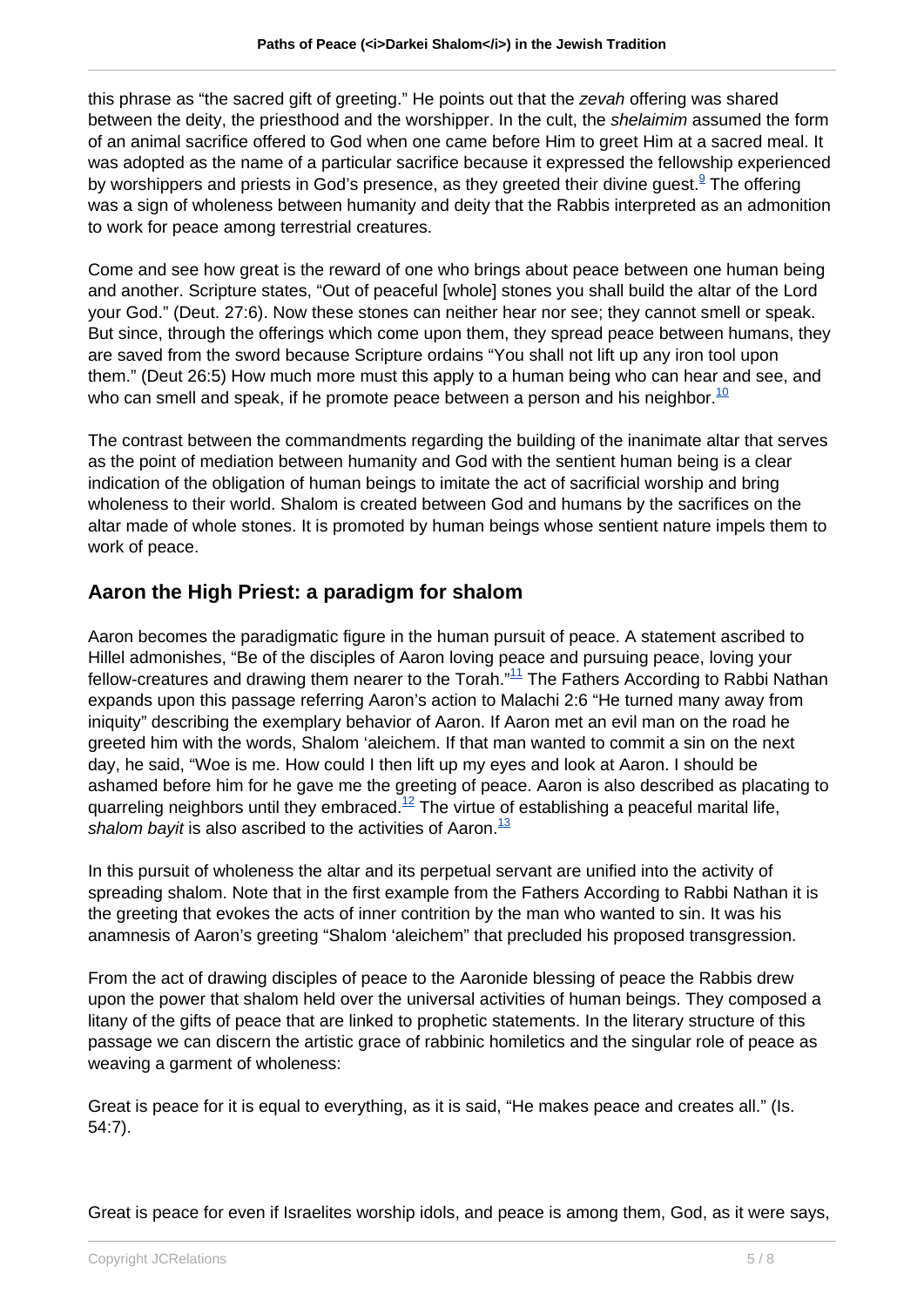this phrase as "the sacred gift of greeting." He points out that the *zevah* offering was shared between the deity, the priesthood and the worshipper. In the cult, the *shelaimim* assumed the form of an animal sacrifice offered to God when one came before Him to greet Him at a sacred meal. It was adopted as the name of a particular sacrifice because it expressed the fellowship experienced by worshippers and priests in God's presence, as they greeted their divine guest.[9] The offering was a sign of wholeness between humanity and deity that the Rabbis interpreted as an admonition to work for peace among terrestrial creatures.

Come and see how great is the reward of one who brings about peace between one human being and another. Scripture states, "Out of peaceful [whole] stones you shall build the altar of the Lord your God." (Deut. 27:6). Now these stones can neither hear nor see; they cannot smell or speak. But since, through the offerings which come upon them, they spread peace between humans, they are saved from the sword because Scripture ordains "You shall not lift up any iron tool upon them." (Deut 26:5) How much more must this apply to a human being who can hear and see, and who can smell and speak, if he promote peace between a person and his neighbor.[10]

The contrast between the commandments regarding the building of the inanimate altar that serves as the point of mediation between humanity and God with the sentient human being is a clear indication of the obligation of human beings to imitate the act of sacrificial worship and bring wholeness to their world. Shalom is created between God and humans by the sacrifices on the altar made of whole stones. It is promoted by human beings whose sentient nature impels them to work of peace.

## Aaron the High Priest: a paradigm for shalom

Aaron becomes the paradigmatic figure in the human pursuit of peace. A statement ascribed to Hillel admonishes, "Be of the disciples of Aaron loving peace and pursuing peace, loving your fellow-creatures and drawing them nearer to the Torah."[11] The Fathers According to Rabbi Nathan expands upon this passage referring Aaron's action to Malachi 2:6 "He turned many away from iniquity" describing the exemplary behavior of Aaron. If Aaron met an evil man on the road he greeted him with the words, Shalom 'aleichem. If that man wanted to commit a sin on the next day, he said, "Woe is me. How could I then lift up my eyes and look at Aaron. I should be ashamed before him for he gave me the greeting of peace. Aaron is also described as placating to quarreling neighbors until they embraced.[12] The virtue of establishing a peaceful marital life, *shalom bayit* is also ascribed to the activities of Aaron.[13]

In this pursuit of wholeness the altar and its perpetual servant are unified into the activity of spreading shalom. Note that in the first example from the Fathers According to Rabbi Nathan it is the greeting that evokes the acts of inner contrition by the man who wanted to sin. It was his anamnesis of Aaron's greeting "Shalom 'aleichem" that precluded his proposed transgression.

From the act of drawing disciples of peace to the Aaronide blessing of peace the Rabbis drew upon the power that shalom held over the universal activities of human beings. They composed a litany of the gifts of peace that are linked to prophetic statements. In the literary structure of this passage we can discern the artistic grace of rabbinic homiletics and the singular role of peace as weaving a garment of wholeness:

Great is peace for it is equal to everything, as it is said, "He makes peace and creates all." (Is. 54:7).

Great is peace for even if Israelites worship idols, and peace is among them, God, as it were says,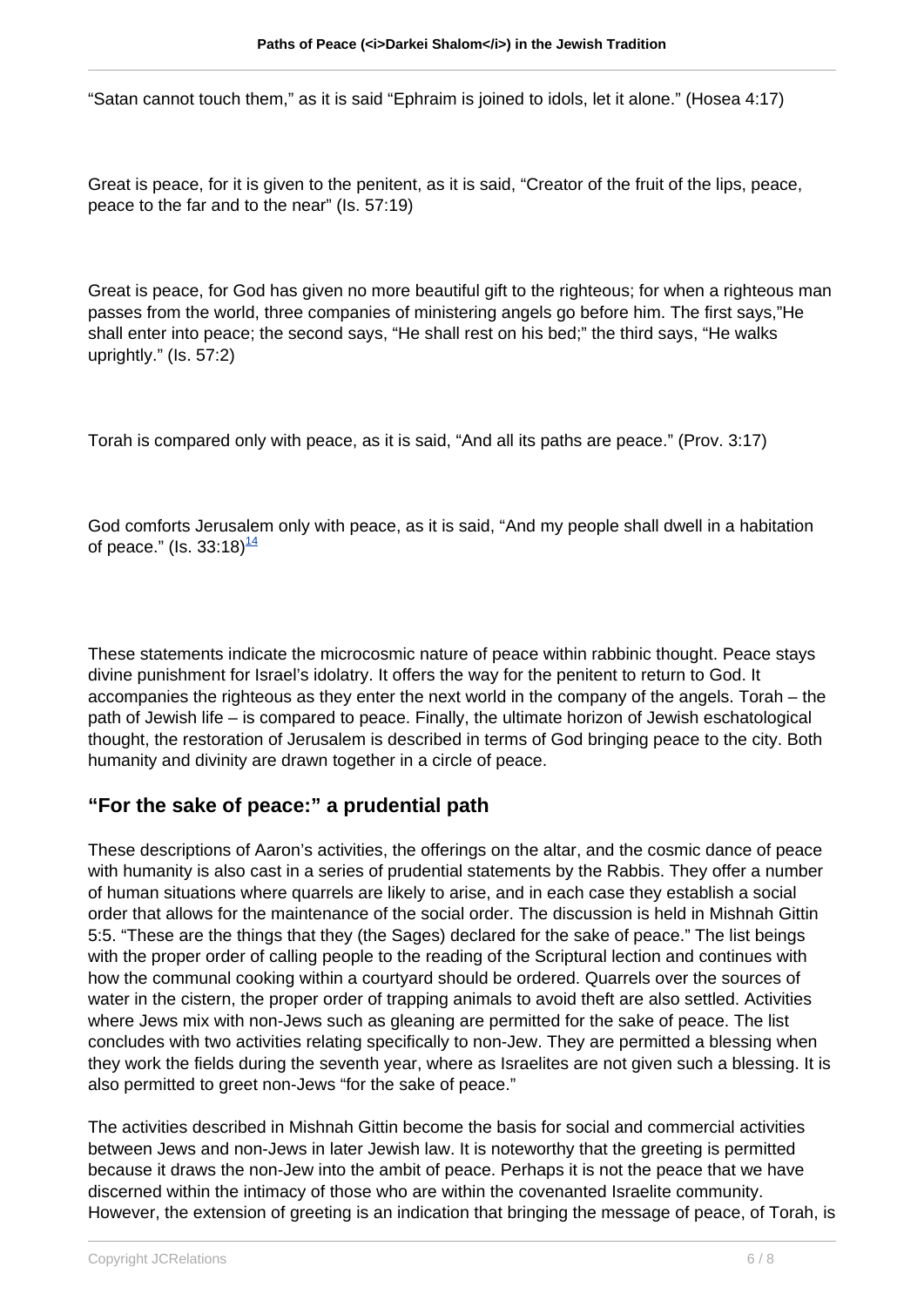“Satan cannot touch them,” as it is said “Ephraim is joined to idols, let it alone.” (Hosea 4:17)

Great is peace, for it is given to the penitent, as it is said, “Creator of the fruit of the lips, peace, peace to the far and to the near” (Is. 57:19)

Great is peace, for God has given no more beautiful gift to the righteous; for when a righteous man passes from the world, three companies of ministering angels go before him. The first says,”He shall enter into peace; the second says, “He shall rest on his bed;” the third says, “He walks uprightly.” (Is. 57:2)

Torah is compared only with peace, as it is said, “And all its paths are peace.” (Prov. 3:17)

God comforts Jerusalem only with peace, as it is said, “And my people shall dwell in a habitation of peace.” (Is. 33:18)[14]

These statements indicate the microcosmic nature of peace within rabbinic thought. Peace stays divine punishment for Israel’s idolatry. It offers the way for the penitent to return to God. It accompanies the righteous as they enter the next world in the company of the angels. Torah – the path of Jewish life – is compared to peace. Finally, the ultimate horizon of Jewish eschatological thought, the restoration of Jerusalem is described in terms of God bringing peace to the city. Both humanity and divinity are drawn together in a circle of peace.

## “For the sake of peace:” a prudential path

These descriptions of Aaron’s activities, the offerings on the altar, and the cosmic dance of peace with humanity is also cast in a series of prudential statements by the Rabbis. They offer a number of human situations where quarrels are likely to arise, and in each case they establish a social order that allows for the maintenance of the social order. The discussion is held in Mishnah Gittin 5:5. “These are the things that they (the Sages) declared for the sake of peace.” The list beings with the proper order of calling people to the reading of the Scriptural lection and continues with how the communal cooking within a courtyard should be ordered. Quarrels over the sources of water in the cistern, the proper order of trapping animals to avoid theft are also settled. Activities where Jews mix with non-Jews such as gleaning are permitted for the sake of peace. The list concludes with two activities relating specifically to non-Jew. They are permitted a blessing when they work the fields during the seventh year, where as Israelites are not given such a blessing. It is also permitted to greet non-Jews “for the sake of peace.”

The activities described in Mishnah Gittin become the basis for social and commercial activities between Jews and non-Jews in later Jewish law. It is noteworthy that the greeting is permitted because it draws the non-Jew into the ambit of peace. Perhaps it is not the peace that we have discerned within the intimacy of those who are within the covenanted Israelite community. However, the extension of greeting is an indication that bringing the message of peace, of Torah, is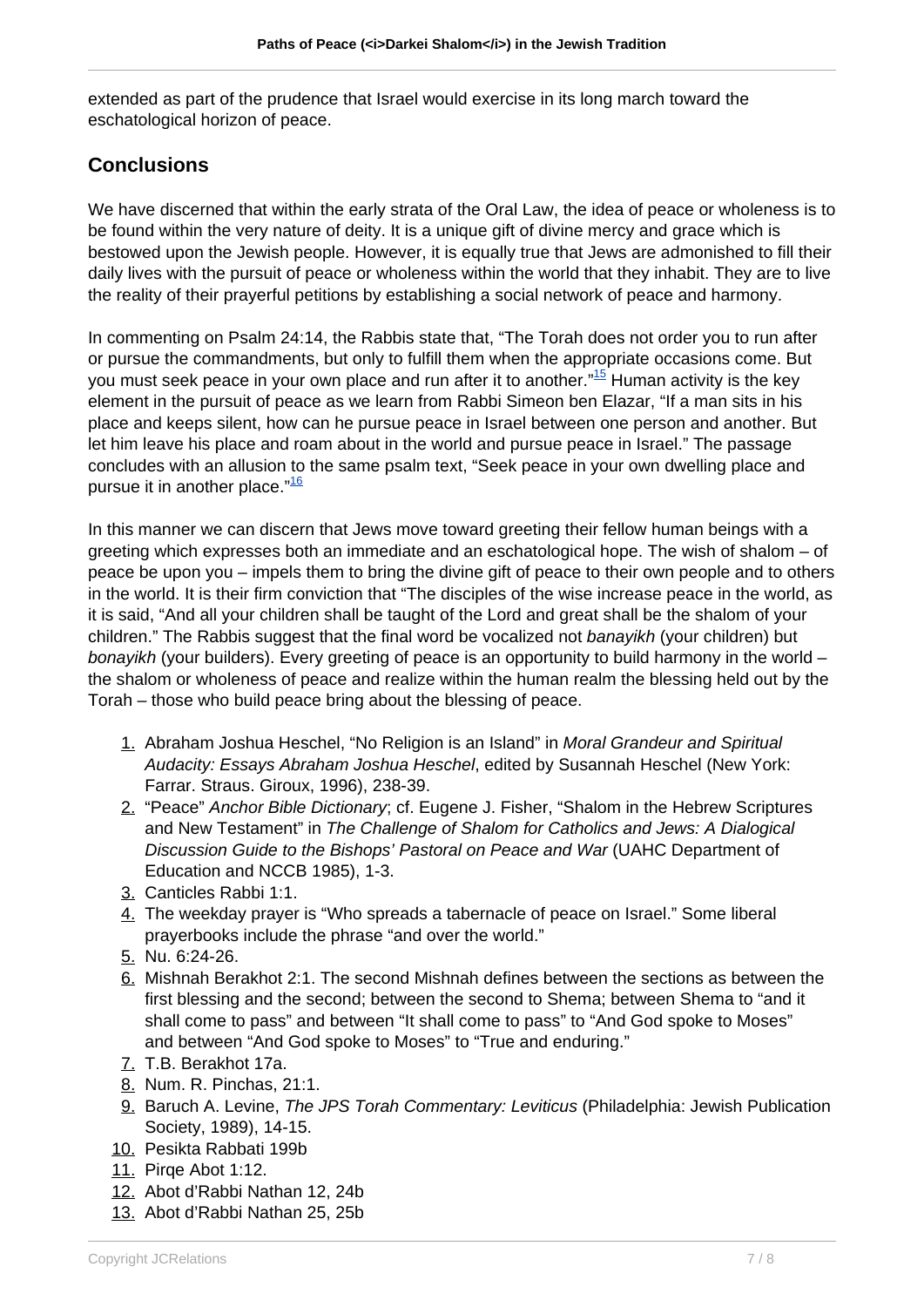extended as part of the prudence that Israel would exercise in its long march toward the eschatological horizon of peace.

## Conclusions

We have discerned that within the early strata of the Oral Law, the idea of peace or wholeness is to be found within the very nature of deity. It is a unique gift of divine mercy and grace which is bestowed upon the Jewish people. However, it is equally true that Jews are admonished to fill their daily lives with the pursuit of peace or wholeness within the world that they inhabit. They are to live the reality of their prayerful petitions by establishing a social network of peace and harmony.

In commenting on Psalm 24:14, the Rabbis state that, "The Torah does not order you to run after or pursue the commandments, but only to fulfill them when the appropriate occasions come. But you must seek peace in your own place and run after it to another."[15] Human activity is the key element in the pursuit of peace as we learn from Rabbi Simeon ben Elazar, "If a man sits in his place and keeps silent, how can he pursue peace in Israel between one person and another. But let him leave his place and roam about in the world and pursue peace in Israel." The passage concludes with an allusion to the same psalm text, "Seek peace in your own dwelling place and pursue it in another place."[16]

In this manner we can discern that Jews move toward greeting their fellow human beings with a greeting which expresses both an immediate and an eschatological hope. The wish of shalom – of peace be upon you – impels them to bring the divine gift of peace to their own people and to others in the world. It is their firm conviction that "The disciples of the wise increase peace in the world, as it is said, "And all your children shall be taught of the Lord and great shall be the shalom of your children." The Rabbis suggest that the final word be vocalized not *banayikh* (your children) but *bonayikh* (your builders). Every greeting of peace is an opportunity to build harmony in the world – the shalom or wholeness of peace and realize within the human realm the blessing held out by the Torah – those who build peace bring about the blessing of peace.

1. Abraham Joshua Heschel, "No Religion is an Island" in *Moral Grandeur and Spiritual Audacity: Essays Abraham Joshua Heschel*, edited by Susannah Heschel (New York: Farrar. Straus. Giroux, 1996), 238-39.
2. "Peace" *Anchor Bible Dictionary*; cf. Eugene J. Fisher, "Shalom in the Hebrew Scriptures and New Testament" in *The Challenge of Shalom for Catholics and Jews: A Dialogical Discussion Guide to the Bishops' Pastoral on Peace and War* (UAHC Department of Education and NCCB 1985), 1-3.
3. Canticles Rabbi 1:1.
4. The weekday prayer is "Who spreads a tabernacle of peace on Israel." Some liberal prayerbooks include the phrase "and over the world."
5. Nu. 6:24-26.
6. Mishnah Berakhot 2:1. The second Mishnah defines between the sections as between the first blessing and the second; between the second to Shema; between Shema to "and it shall come to pass" and between "It shall come to pass" to "And God spoke to Moses" and between "And God spoke to Moses" to "True and enduring."
7. T.B. Berakhot 17a.
8. Num. R. Pinchas, 21:1.
9. Baruch A. Levine, *The JPS Torah Commentary: Leviticus* (Philadelphia: Jewish Publication Society, 1989), 14-15.
10. Pesikta Rabbati 199b
11. Pirqe Abot 1:12.
12. Abot d'Rabbi Nathan 12, 24b
13. Abot d'Rabbi Nathan 25, 25b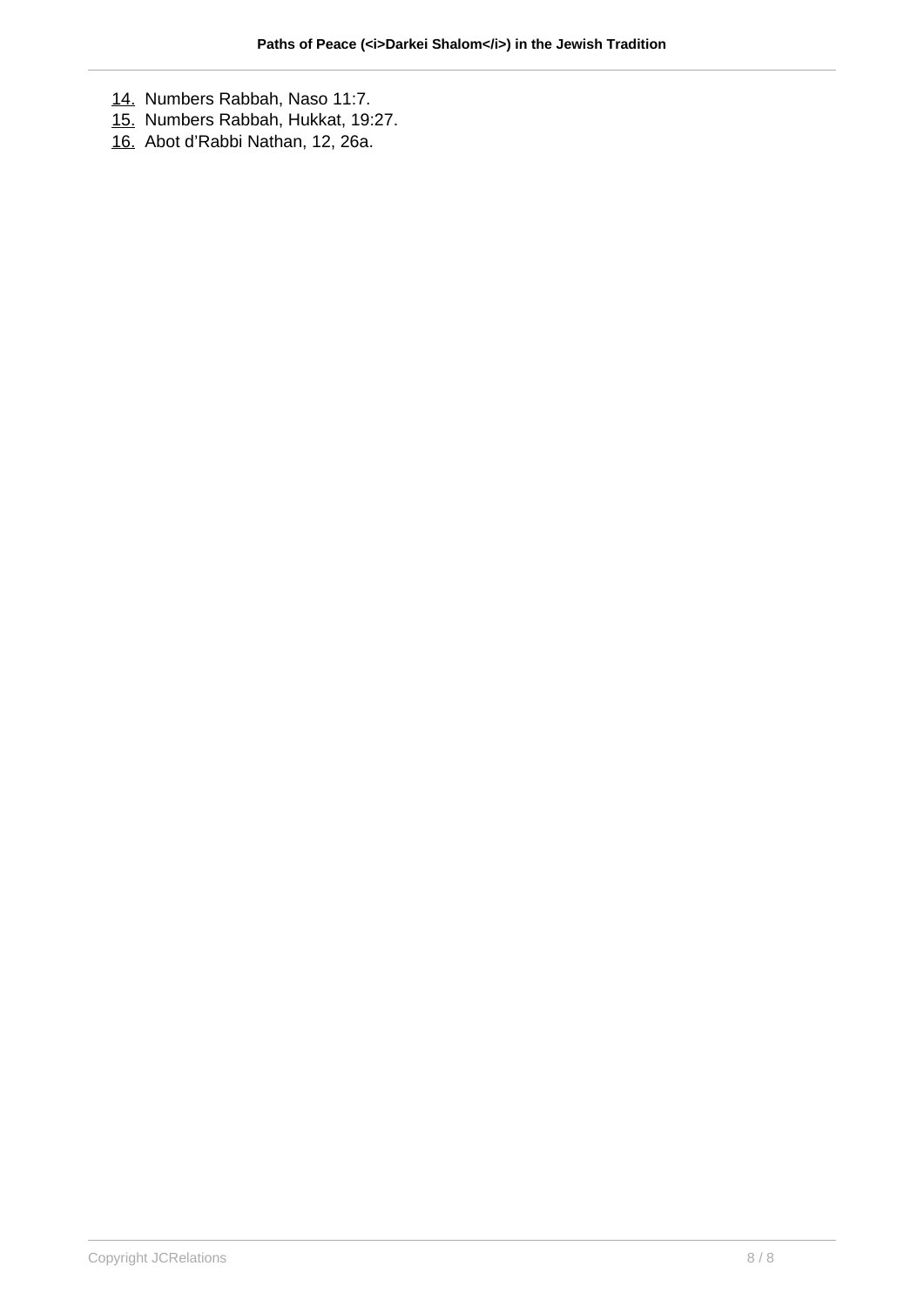14. Numbers Rabbah, Naso 11:7.
15. Numbers Rabbah, Hukkat, 19:27.
16. Abot d'Rabbi Nathan, 12, 26a.